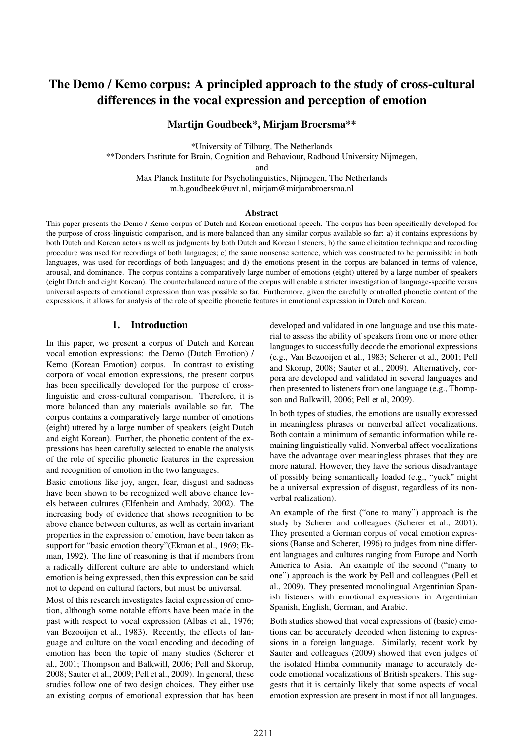# The Demo / Kemo corpus: A principled approach to the study of cross-cultural differences in the vocal expression and perception of emotion

**Martijn Goudbeek*, Mirjam Broersma****

*University of Tilburg, The Netherlands
**Donders Institute for Brain, Cognition and Behaviour, Radboud University Nijmegen,
and
Max Planck Institute for Psycholinguistics, Nijmegen, The Netherlands
m.b.goudbeek@uvt.nl, mirjam@mirjambroersma.nl

### Abstract

This paper presents the Demo / Kemo corpus of Dutch and Korean emotional speech. The corpus has been specifically developed for the purpose of cross-linguistic comparison, and is more balanced than any similar corpus available so far: a) it contains expressions by both Dutch and Korean actors as well as judgments by both Dutch and Korean listeners; b) the same elicitation technique and recording procedure was used for recordings of both languages; c) the same nonsense sentence, which was constructed to be permissible in both languages, was used for recordings of both languages; and d) the emotions present in the corpus are balanced in terms of valence, arousal, and dominance. The corpus contains a comparatively large number of emotions (eight) uttered by a large number of speakers (eight Dutch and eight Korean). The counterbalanced nature of the corpus will enable a stricter investigation of language-specific versus universal aspects of emotional expression than was possible so far. Furthermore, given the carefully controlled phonetic content of the expressions, it allows for analysis of the role of specific phonetic features in emotional expression in Dutch and Korean.

## 1. Introduction

In this paper, we present a corpus of Dutch and Korean vocal emotion expressions: the Demo (Dutch Emotion) / Kemo (Korean Emotion) corpus. In contrast to existing corpora of vocal emotion expressions, the present corpus has been specifically developed for the purpose of cross-linguistic and cross-cultural comparison. Therefore, it is more balanced than any materials available so far. The corpus contains a comparatively large number of emotions (eight) uttered by a large number of speakers (eight Dutch and eight Korean). Further, the phonetic content of the expressions has been carefully selected to enable the analysis of the role of specific phonetic features in the expression and recognition of emotion in the two languages.

Basic emotions like joy, anger, fear, disgust and sadness have been shown to be recognized well above chance levels between cultures (Elfenbein and Ambady, 2002). The increasing body of evidence that shows recognition to be above chance between cultures, as well as certain invariant properties in the expression of emotion, have been taken as support for "basic emotion theory"(Ekman et al., 1969; Ekman, 1992). The line of reasoning is that if members from a radically different culture are able to understand which emotion is being expressed, then this expression can be said not to depend on cultural factors, but must be universal.

Most of this research investigates facial expression of emotion, although some notable efforts have been made in the past with respect to vocal expression (Albas et al., 1976; van Bezooijen et al., 1983). Recently, the effects of language and culture on the vocal encoding and decoding of emotion has been the topic of many studies (Scherer et al., 2001; Thompson and Balkwill, 2006; Pell and Skorup, 2008; Sauter et al., 2009; Pell et al., 2009). In general, these studies follow one of two design choices. They either use an existing corpus of emotional expression that has been developed and validated in one language and use this material to assess the ability of speakers from one or more other languages to successfully decode the emotional expressions (e.g., Van Bezooijen et al., 1983; Scherer et al., 2001; Pell and Skorup, 2008; Sauter et al., 2009). Alternatively, corpora are developed and validated in several languages and then presented to listeners from one language (e.g., Thompson and Balkwill, 2006; Pell et al, 2009).

In both types of studies, the emotions are usually expressed in meaningless phrases or nonverbal affect vocalizations. Both contain a minimum of semantic information while remaining linguistically valid. Nonverbal affect vocalizations have the advantage over meaningless phrases that they are more natural. However, they have the serious disadvantage of possibly being semantically loaded (e.g., "yuck" might be a universal expression of disgust, regardless of its nonverbal realization).

An example of the first ("one to many") approach is the study by Scherer and colleagues (Scherer et al., 2001). They presented a German corpus of vocal emotion expressions (Banse and Scherer, 1996) to judges from nine different languages and cultures ranging from Europe and North America to Asia. An example of the second ("many to one") approach is the work by Pell and colleagues (Pell et al., 2009). They presented monolingual Argentinian Spanish listeners with emotional expressions in Argentinian Spanish, English, German, and Arabic.

Both studies showed that vocal expressions of (basic) emotions can be accurately decoded when listening to expressions in a foreign language. Similarly, recent work by Sauter and colleagues (2009) showed that even judges of the isolated Himba community manage to accurately decode emotional vocalizations of British speakers. This suggests that it is certainly likely that some aspects of vocal emotion expression are present in most if not all languages.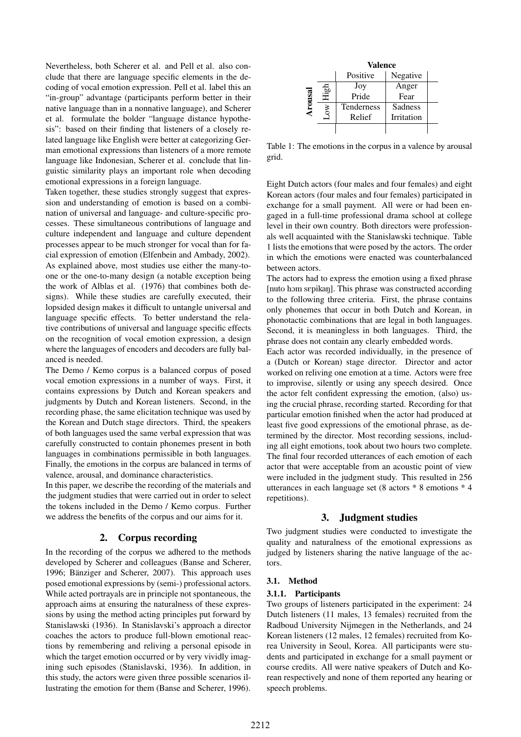Nevertheless, both Scherer et al. and Pell et al. also conclude that there are language specific elements in the decoding of vocal emotion expression. Pell et al. label this an "in-group" advantage (participants perform better in their native language than in a nonnative language), and Scherer et al. formulate the bolder "language distance hypothesis": based on their finding that listeners of a closely related language like English were better at categorizing German emotional expressions than listeners of a more remote language like Indonesian, Scherer et al. conclude that linguistic similarity plays an important role when decoding emotional expressions in a foreign language.

Taken together, these studies strongly suggest that expression and understanding of emotion is based on a combination of universal and language- and culture-specific processes. These simultaneous contributions of language and culture independent and language and culture dependent processes appear to be much stronger for vocal than for facial expression of emotion (Elfenbein and Ambady, 2002).

As explained above, most studies use either the many-to-one or the one-to-many design (a notable exception being the work of Alblas et al. (1976) that combines both designs). While these studies are carefully executed, their lopsided design makes it difficult to untangle universal and language specific effects. To better understand the relative contributions of universal and language specific effects on the recognition of vocal emotion expression, a design where the languages of encoders and decoders are fully balanced is needed.

The Demo / Kemo corpus is a balanced corpus of posed vocal emotion expressions in a number of ways. First, it contains expressions by Dutch and Korean speakers and judgments by Dutch and Korean listeners. Second, in the recording phase, the same elicitation technique was used by the Korean and Dutch stage directors. Third, the speakers of both languages used the same verbal expression that was carefully constructed to contain phonemes present in both languages in combinations permissible in both languages. Finally, the emotions in the corpus are balanced in terms of valence, arousal, and dominance characteristics.

In this paper, we describe the recording of the materials and the judgment studies that were carried out in order to select the tokens included in the Demo / Kemo corpus. Further we address the benefits of the corpus and our aims for it.

## 2. Corpus recording

In the recording of the corpus we adhered to the methods developed by Scherer and colleagues (Banse and Scherer, 1996; Bänziger and Scherer, 2007). This approach uses posed emotional expressions by (semi-) professional actors. While acted portrayals are in principle not spontaneous, the approach aims at ensuring the naturalness of these expressions by using the method acting principles put forward by Stanislawski (1936). In Stanislavski's approach a director coaches the actors to produce full-blown emotional reactions by remembering and reliving a personal episode in which the target emotion occurred or by very vividly imagining such episodes (Stanislavski, 1936). In addition, in this study, the actors were given three possible scenarios illustrating the emotion for them (Banse and Scherer, 1996).

| | | **Valence** | |
|---|---|---|---|
| | | Positive | Negative |
| **Arousal** | High | Joy | Anger |
| | | Pride | Fear |
| | Low | Tenderness | Sadness |
| | | Relief | Irritation |

Table 1: The emotions in the corpus in a valence by arousal grid.

Eight Dutch actors (four males and four females) and eight Korean actors (four males and four females) participated in exchange for a small payment. All were or had been engaged in a full-time professional drama school at college level in their own country. Both directors were professionals well acquainted with the Stanislawski technique. Table 1 lists the emotions that were posed by the actors. The order in which the emotions were enacted was counterbalanced between actors.

The actors had to express the emotion using a fixed phrase [nuto hɔm sɛpikaŋ]. This phrase was constructed according to the following three criteria. First, the phrase contains only phonemes that occur in both Dutch and Korean, in phonotactic combinations that are legal in both languages. Second, it is meaningless in both languages. Third, the phrase does not contain any clearly embedded words.

Each actor was recorded individually, in the presence of a (Dutch or Korean) stage director. Director and actor worked on reliving one emotion at a time. Actors were free to improvise, silently or using any speech desired. Once the actor felt confident expressing the emotion, (also) using the crucial phrase, recording started. Recording for that particular emotion finished when the actor had produced at least five good expressions of the emotional phrase, as determined by the director. Most recording sessions, including all eight emotions, took about two hours two complete. The final four recorded utterances of each emotion of each actor that were acceptable from an acoustic point of view were included in the judgment study. This resulted in 256 utterances in each language set (8 actors * 8 emotions * 4 repetitions).

## 3. Judgment studies

Two judgment studies were conducted to investigate the quality and naturalness of the emotional expressions as judged by listeners sharing the native language of the actors.

### 3.1. Method

#### 3.1.1. Participants

Two groups of listeners participated in the experiment: 24 Dutch listeners (11 males, 13 females) recruited from the Radboud University Nijmegen in the Netherlands, and 24 Korean listeners (12 males, 12 females) recruited from Korea University in Seoul, Korea. All participants were students and participated in exchange for a small payment or course credits. All were native speakers of Dutch and Korean respectively and none of them reported any hearing or speech problems.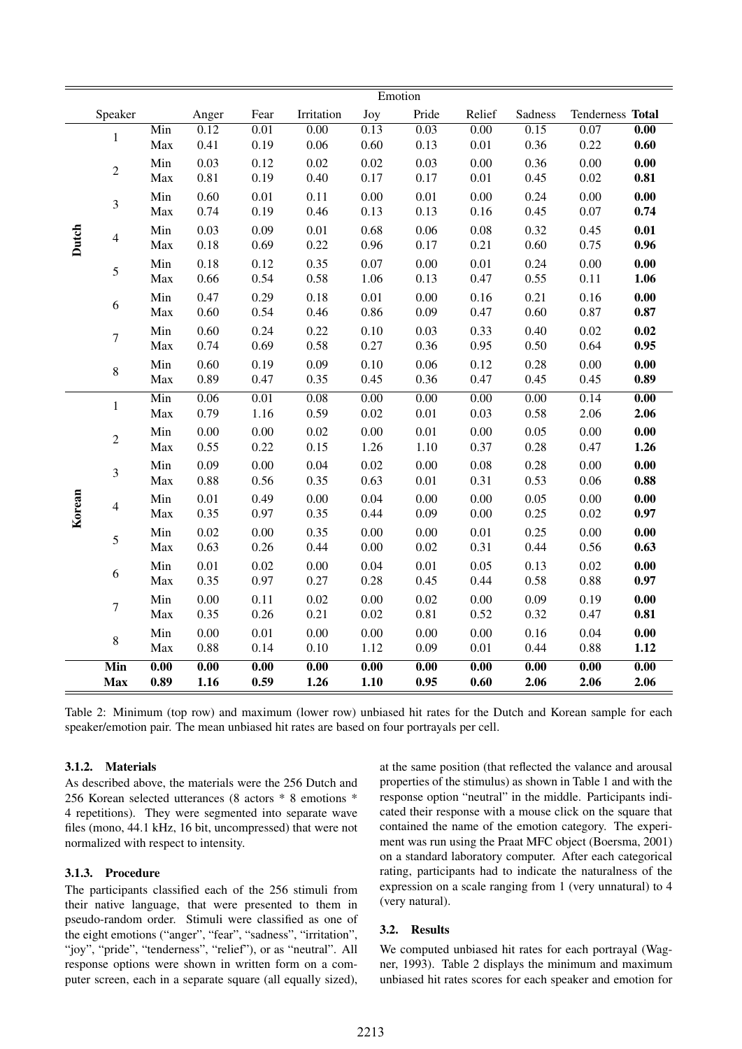| | | | Emotion | | | | | | | | |
|---|---|---|---|---|---|---|---|---|---|---|---|
| | Speaker | | Anger | Fear | Irritation | Joy | Pride | Relief | Sadness | Tenderness | **Total** |
| Dutch | 1 | Min | 0.12 | 0.01 | 0.00 | 0.13 | 0.03 | 0.00 | 0.15 | 0.07 | **0.00** |
| | | Max | 0.41 | 0.19 | 0.06 | 0.60 | 0.13 | 0.01 | 0.36 | 0.22 | **0.60** |
| | 2 | Min | 0.03 | 0.12 | 0.02 | 0.02 | 0.03 | 0.00 | 0.36 | 0.00 | **0.00** |
| | | Max | 0.81 | 0.19 | 0.40 | 0.17 | 0.17 | 0.01 | 0.45 | 0.02 | **0.81** |
| | 3 | Min | 0.60 | 0.01 | 0.11 | 0.00 | 0.01 | 0.00 | 0.24 | 0.00 | **0.00** |
| | | Max | 0.74 | 0.19 | 0.46 | 0.13 | 0.13 | 0.16 | 0.45 | 0.07 | **0.74** |
| | 4 | Min | 0.03 | 0.09 | 0.01 | 0.68 | 0.06 | 0.08 | 0.32 | 0.45 | **0.01** |
| | | Max | 0.18 | 0.69 | 0.22 | 0.96 | 0.17 | 0.21 | 0.60 | 0.75 | **0.96** |
| | 5 | Min | 0.18 | 0.12 | 0.35 | 0.07 | 0.00 | 0.01 | 0.24 | 0.00 | **0.00** |
| | | Max | 0.66 | 0.54 | 0.58 | 1.06 | 0.13 | 0.47 | 0.55 | 0.11 | **1.06** |
| | 6 | Min | 0.47 | 0.29 | 0.18 | 0.01 | 0.00 | 0.16 | 0.21 | 0.16 | **0.00** |
| | | Max | 0.60 | 0.54 | 0.46 | 0.86 | 0.09 | 0.47 | 0.60 | 0.87 | **0.87** |
| | 7 | Min | 0.60 | 0.24 | 0.22 | 0.10 | 0.03 | 0.33 | 0.40 | 0.02 | **0.02** |
| | | Max | 0.74 | 0.69 | 0.58 | 0.27 | 0.36 | 0.95 | 0.50 | 0.64 | **0.95** |
| | 8 | Min | 0.60 | 0.19 | 0.09 | 0.10 | 0.06 | 0.12 | 0.28 | 0.00 | **0.00** |
| | | Max | 0.89 | 0.47 | 0.35 | 0.45 | 0.36 | 0.47 | 0.45 | 0.45 | **0.89** |
| Korean | 1 | Min | 0.06 | 0.01 | 0.08 | 0.00 | 0.00 | 0.00 | 0.00 | 0.14 | **0.00** |
| | | Max | 0.79 | 1.16 | 0.59 | 0.02 | 0.01 | 0.03 | 0.58 | 2.06 | **2.06** |
| | 2 | Min | 0.00 | 0.00 | 0.02 | 0.00 | 0.01 | 0.00 | 0.05 | 0.00 | **0.00** |
| | | Max | 0.55 | 0.22 | 0.15 | 1.26 | 1.10 | 0.37 | 0.28 | 0.47 | **1.26** |
| | 3 | Min | 0.09 | 0.00 | 0.04 | 0.02 | 0.00 | 0.08 | 0.28 | 0.00 | **0.00** |
| | | Max | 0.88 | 0.56 | 0.35 | 0.63 | 0.01 | 0.31 | 0.53 | 0.06 | **0.88** |
| | 4 | Min | 0.01 | 0.49 | 0.00 | 0.04 | 0.00 | 0.00 | 0.05 | 0.00 | **0.00** |
| | | Max | 0.35 | 0.97 | 0.35 | 0.44 | 0.09 | 0.00 | 0.25 | 0.02 | **0.97** |
| | 5 | Min | 0.02 | 0.00 | 0.35 | 0.00 | 0.00 | 0.01 | 0.25 | 0.00 | **0.00** |
| | | Max | 0.63 | 0.26 | 0.44 | 0.00 | 0.02 | 0.31 | 0.44 | 0.56 | **0.63** |
| | 6 | Min | 0.01 | 0.02 | 0.00 | 0.04 | 0.01 | 0.05 | 0.13 | 0.02 | **0.00** |
| | | Max | 0.35 | 0.97 | 0.27 | 0.28 | 0.45 | 0.44 | 0.58 | 0.88 | **0.97** |
| | 7 | Min | 0.00 | 0.11 | 0.02 | 0.00 | 0.02 | 0.00 | 0.09 | 0.19 | **0.00** |
| | | Max | 0.35 | 0.26 | 0.21 | 0.02 | 0.81 | 0.52 | 0.32 | 0.47 | **0.81** |
| | 8 | Min | 0.00 | 0.01 | 0.00 | 0.00 | 0.00 | 0.00 | 0.16 | 0.04 | **0.00** |
| | | Max | 0.88 | 0.14 | 0.10 | 1.12 | 0.09 | 0.01 | 0.44 | 0.88 | **1.12** |
| | **Min** | **0.00** | **0.00** | **0.00** | **0.00** | **0.00** | **0.00** | **0.00** | **0.00** | **0.00** | 0.00 |
| | **Max** | **0.89** | **1.16** | **0.59** | **1.26** | **1.10** | **0.95** | **0.60** | **2.06** | **2.06** | 2.06 |

Table 2: Minimum (top row) and maximum (lower row) unbiased hit rates for the Dutch and Korean sample for each speaker/emotion pair. The mean unbiased hit rates are based on four portrayals per cell.

#### 3.1.2. Materials

As described above, the materials were the 256 Dutch and 256 Korean selected utterances (8 actors * 8 emotions * 4 repetitions). They were segmented into separate wave files (mono, 44.1 kHz, 16 bit, uncompressed) that were not normalized with respect to intensity.

#### 3.1.3. Procedure

The participants classified each of the 256 stimuli from their native language, that were presented to them in pseudo-random order. Stimuli were classified as one of the eight emotions ("anger", "fear", "sadness", "irritation", "joy", "pride", "tenderness", "relief"), or as "neutral". All response options were shown in written form on a computer screen, each in a separate square (all equally sized), at the same position (that reflected the valance and arousal properties of the stimulus) as shown in Table 1 and with the response option "neutral" in the middle. Participants indicated their response with a mouse click on the square that contained the name of the emotion category. The experiment was run using the Praat MFC object (Boersma, 2001) on a standard laboratory computer. After each categorical rating, participants had to indicate the naturalness of the expression on a scale ranging from 1 (very unnatural) to 4 (very natural).

### 3.2. Results

We computed unbiased hit rates for each portrayal (Wagner, 1993). Table 2 displays the minimum and maximum unbiased hit rates scores for each speaker and emotion for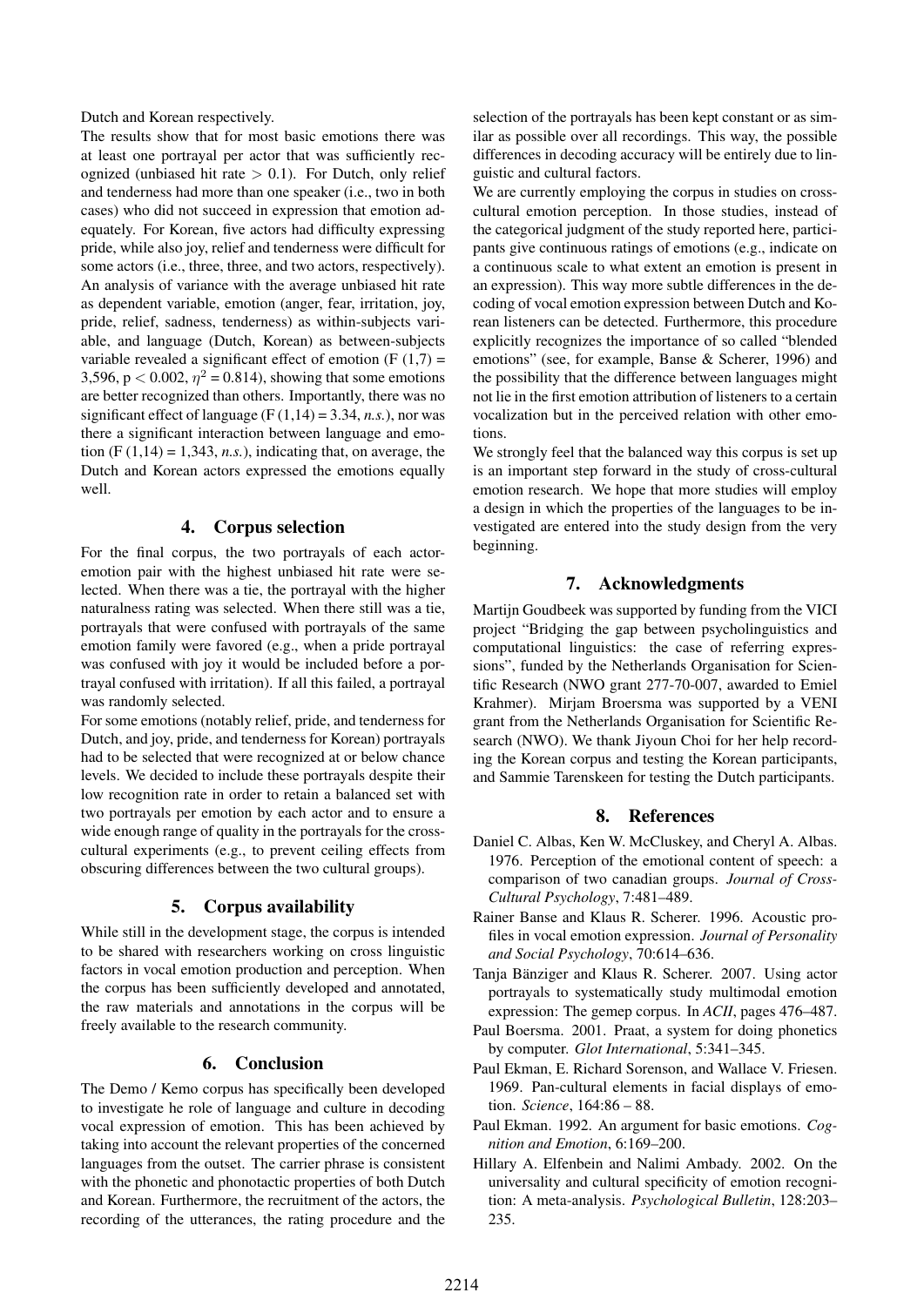Dutch and Korean respectively.

The results show that for most basic emotions there was at least one portrayal per actor that was sufficiently recognized (unbiased hit rate $> 0.1$). For Dutch, only relief and tenderness had more than one speaker (i.e., two in both cases) who did not succeed in expression that emotion adequately. For Korean, five actors had difficulty expressing pride, while also joy, relief and tenderness were difficult for some actors (i.e., three, three, and two actors, respectively). An analysis of variance with the average unbiased hit rate as dependent variable, emotion (anger, fear, irritation, joy, pride, relief, sadness, tenderness) as within-subjects variable, and language (Dutch, Korean) as between-subjects variable revealed a significant effect of emotion (F (1,7) = 3,596, $p < 0.002$, $\eta^2 = 0.814$), showing that some emotions are better recognized than others. Importantly, there was no significant effect of language (F (1,14) = 3.34, *n.s.*), nor was there a significant interaction between language and emotion (F (1,14) = 1,343, *n.s.*), indicating that, on average, the Dutch and Korean actors expressed the emotions equally well.

## 4. Corpus selection

For the final corpus, the two portrayals of each actor-emotion pair with the highest unbiased hit rate were selected. When there was a tie, the portrayal with the higher naturalness rating was selected. When there still was a tie, portrayals that were confused with portrayals of the same emotion family were favored (e.g., when a pride portrayal was confused with joy it would be included before a portrayal confused with irritation). If all this failed, a portrayal was randomly selected.

For some emotions (notably relief, pride, and tenderness for Dutch, and joy, pride, and tenderness for Korean) portrayals had to be selected that were recognized at or below chance levels. We decided to include these portrayals despite their low recognition rate in order to retain a balanced set with two portrayals per emotion by each actor and to ensure a wide enough range of quality in the portrayals for the cross-cultural experiments (e.g., to prevent ceiling effects from obscuring differences between the two cultural groups).

## 5. Corpus availability

While still in the development stage, the corpus is intended to be shared with researchers working on cross linguistic factors in vocal emotion production and perception. When the corpus has been sufficiently developed and annotated, the raw materials and annotations in the corpus will be freely available to the research community.

## 6. Conclusion

The Demo / Kemo corpus has specifically been developed to investigate he role of language and culture in decoding vocal expression of emotion. This has been achieved by taking into account the relevant properties of the concerned languages from the outset. The carrier phrase is consistent with the phonetic and phonotactic properties of both Dutch and Korean. Furthermore, the recruitment of the actors, the recording of the utterances, the rating procedure and the selection of the portrayals has been kept constant or as similar as possible over all recordings. This way, the possible differences in decoding accuracy will be entirely due to linguistic and cultural factors.

We are currently employing the corpus in studies on cross-cultural emotion perception. In those studies, instead of the categorical judgment of the study reported here, participants give continuous ratings of emotions (e.g., indicate on a continuous scale to what extent an emotion is present in an expression). This way more subtle differences in the decoding of vocal emotion expression between Dutch and Korean listeners can be detected. Furthermore, this procedure explicitly recognizes the importance of so called "blended emotions" (see, for example, Banse & Scherer, 1996) and the possibility that the difference between languages might not lie in the first emotion attribution of listeners to a certain vocalization but in the perceived relation with other emotions.

We strongly feel that the balanced way this corpus is set up is an important step forward in the study of cross-cultural emotion research. We hope that more studies will employ a design in which the properties of the languages to be investigated are entered into the study design from the very beginning.

## 7. Acknowledgments

Martijn Goudbeek was supported by funding from the VICI project "Bridging the gap between psycholinguistics and computational linguistics: the case of referring expressions", funded by the Netherlands Organisation for Scientific Research (NWO grant 277-70-007, awarded to Emiel Krahmer). Mirjam Broersma was supported by a VENI grant from the Netherlands Organisation for Scientific Research (NWO). We thank Jiyoun Choi for her help recording the Korean corpus and testing the Korean participants, and Sammie Tarenskeen for testing the Dutch participants.

## 8. References

Daniel C. Albas, Ken W. McCluskey, and Cheryl A. Albas. 1976. Perception of the emotional content of speech: a comparison of two canadian groups. *Journal of Cross-Cultural Psychology*, 7:481–489.

Rainer Banse and Klaus R. Scherer. 1996. Acoustic profiles in vocal emotion expression. *Journal of Personality and Social Psychology*, 70:614–636.

Tanja Bänziger and Klaus R. Scherer. 2007. Using actor portrayals to systematically study multimodal emotion expression: The gemep corpus. In *ACII*, pages 476–487.

Paul Boersma. 2001. Praat, a system for doing phonetics by computer. *Glot International*, 5:341–345.

Paul Ekman, E. Richard Sorenson, and Wallace V. Friesen. 1969. Pan-cultural elements in facial displays of emotion. *Science*, 164:86 – 88.

Paul Ekman. 1992. An argument for basic emotions. *Cognition and Emotion*, 6:169–200.

Hillary A. Elfenbein and Nalimi Ambady. 2002. On the universality and cultural specificity of emotion recognition: A meta-analysis. *Psychological Bulletin*, 128:203–235.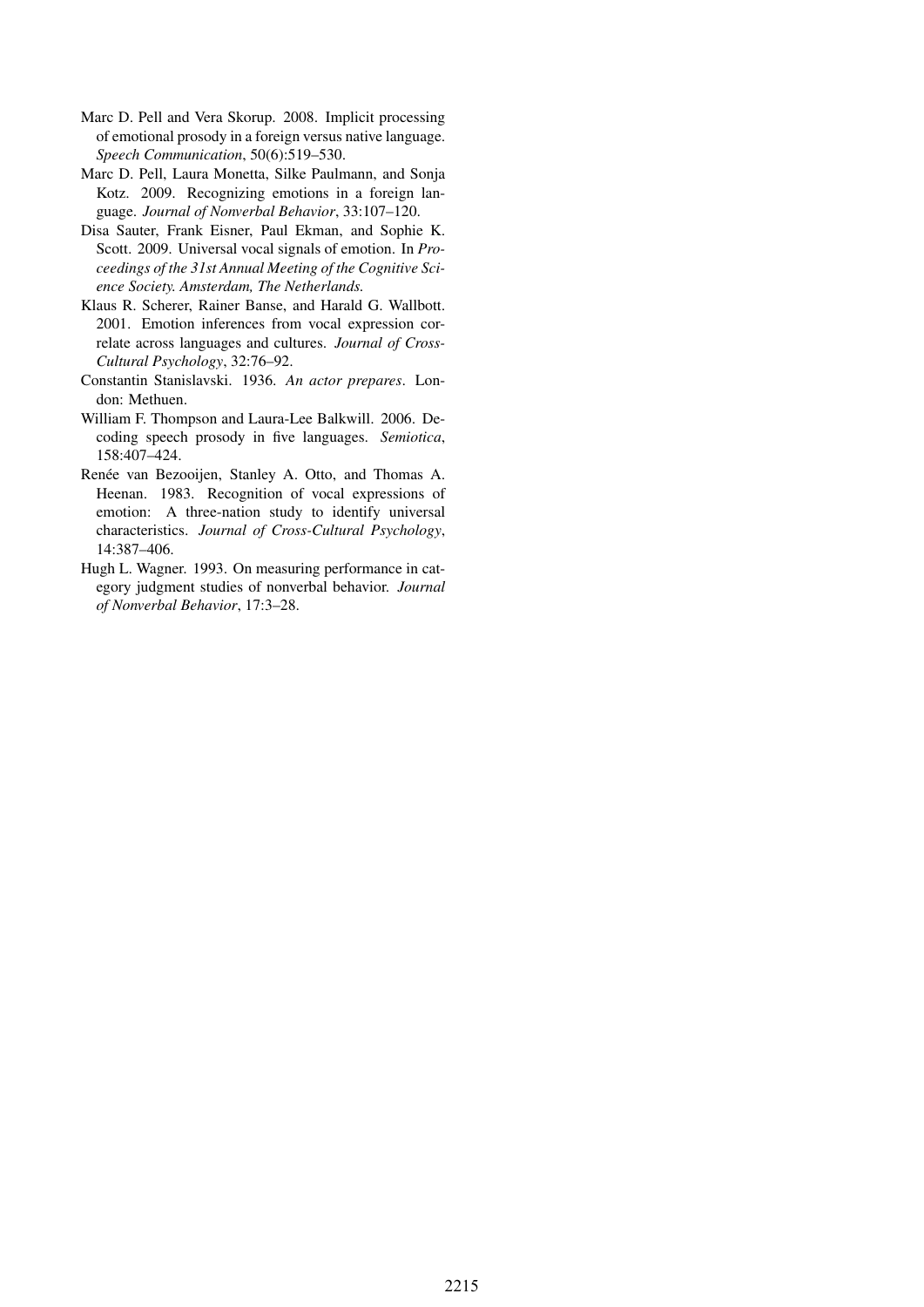Marc D. Pell and Vera Skorup. 2008. Implicit processing of emotional prosody in a foreign versus native language. *Speech Communication*, 50(6):519–530.

Marc D. Pell, Laura Monetta, Silke Paulmann, and Sonja Kotz. 2009. Recognizing emotions in a foreign language. *Journal of Nonverbal Behavior*, 33:107–120.

Disa Sauter, Frank Eisner, Paul Ekman, and Sophie K. Scott. 2009. Universal vocal signals of emotion. In *Proceedings of the 31st Annual Meeting of the Cognitive Science Society. Amsterdam, The Netherlands.*

Klaus R. Scherer, Rainer Banse, and Harald G. Wallbott. 2001. Emotion inferences from vocal expression correlate across languages and cultures. *Journal of Cross-Cultural Psychology*, 32:76–92.

Constantin Stanislavski. 1936. *An actor prepares*. London: Methuen.

William F. Thompson and Laura-Lee Balkwill. 2006. Decoding speech prosody in five languages. *Semiotica*, 158:407–424.

Renée van Bezooijen, Stanley A. Otto, and Thomas A. Heenan. 1983. Recognition of vocal expressions of emotion: A three-nation study to identify universal characteristics. *Journal of Cross-Cultural Psychology*, 14:387–406.

Hugh L. Wagner. 1993. On measuring performance in category judgment studies of nonverbal behavior. *Journal of Nonverbal Behavior*, 17:3–28.